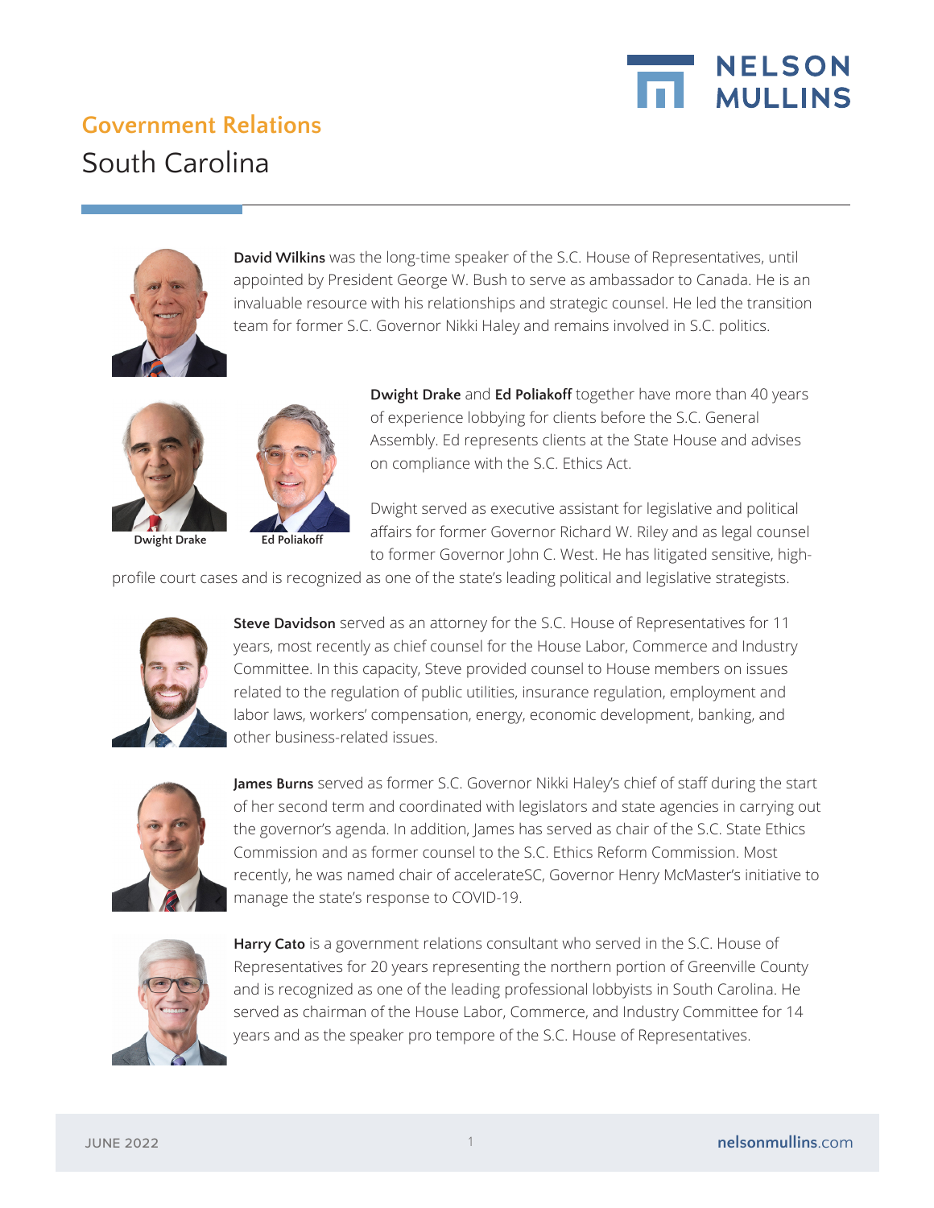# Government Relations

## South Carolina

**David Wilkins** was the long-time speaker of the S.C. House of Representatives, until appointed by President George W. Bush to serve as ambassador to Canada. He is an invaluable resource with his relationships and strategic counsel. He led the transition team for former S.C. Governor Nikki Haley and remains involved in S.C. politics.

Dwight Drake

Ed Poliakoff

**Dwight Drake** and **Ed Poliakoff** together have more than 40 years of experience lobbying for clients before the S.C. General Assembly. Ed represents clients at the State House and advises on compliance with the S.C. Ethics Act.

Dwight served as executive assistant for legislative and political affairs for former Governor Richard W. Riley and as legal counsel to former Governor John C. West. He has litigated sensitive, high-profile court cases and is recognized as one of the state's leading political and legislative strategists.

**Steve Davidson** served as an attorney for the S.C. House of Representatives for 11 years, most recently as chief counsel for the House Labor, Commerce and Industry Committee. In this capacity, Steve provided counsel to House members on issues related to the regulation of public utilities, insurance regulation, employment and labor laws, workers' compensation, energy, economic development, banking, and other business-related issues.

**James Burns** served as former S.C. Governor Nikki Haley's chief of staff during the start of her second term and coordinated with legislators and state agencies in carrying out the governor's agenda. In addition, James has served as chair of the S.C. State Ethics Commission and as former counsel to the S.C. Ethics Reform Commission. Most recently, he was named chair of accelerateSC, Governor Henry McMaster's initiative to manage the state's response to COVID-19.

**Harry Cato** is a government relations consultant who served in the S.C. House of Representatives for 20 years representing the northern portion of Greenville County and is recognized as one of the leading professional lobbyists in South Carolina. He served as chairman of the House Labor, Commerce, and Industry Committee for 14 years and as the speaker pro tempore of the S.C. House of Representatives.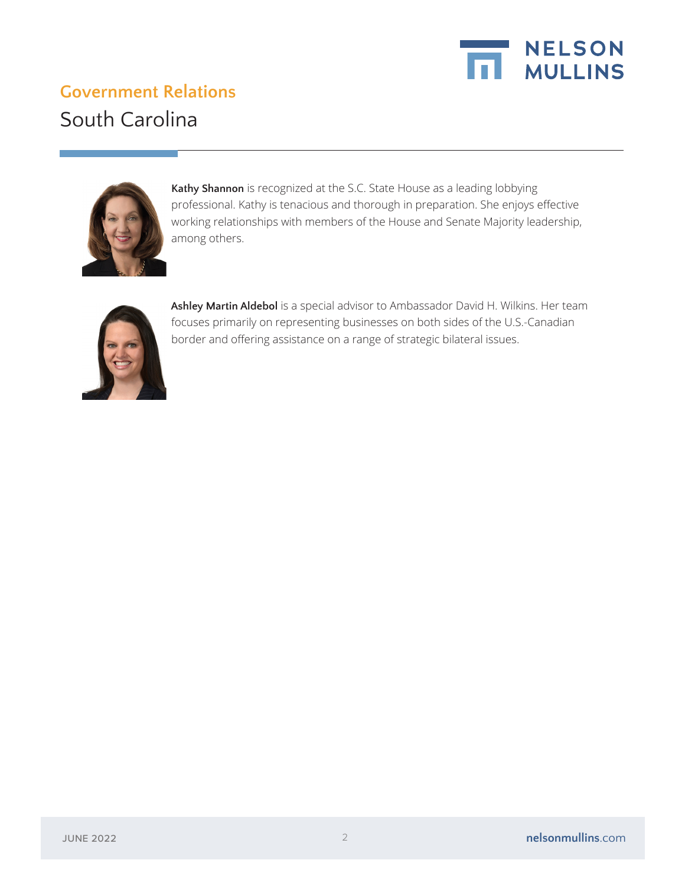## Government Relations

# South Carolina

**Kathy Shannon** is recognized at the S.C. State House as a leading lobbying professional. Kathy is tenacious and thorough in preparation. She enjoys effective working relationships with members of the House and Senate Majority leadership, among others.

**Ashley Martin Aldebol** is a special advisor to Ambassador David H. Wilkins. Her team focuses primarily on representing businesses on both sides of the U.S.-Canadian border and offering assistance on a range of strategic bilateral issues.